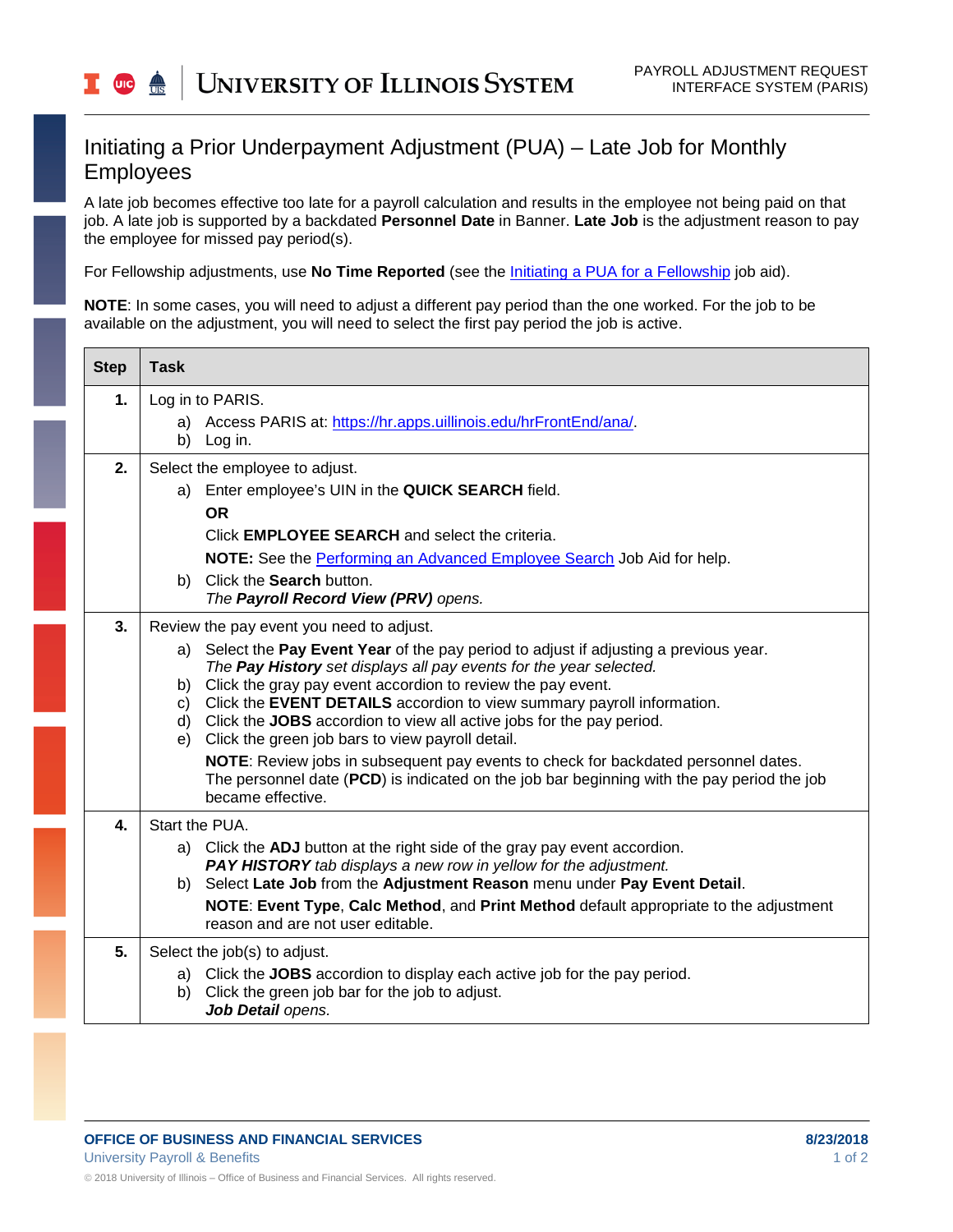# Initiating a Prior Underpayment Adjustment (PUA) – Late Job for Monthly Employees

A late job becomes effective too late for a payroll calculation and results in the employee not being paid on that job. A late job is supported by a backdated **Personnel Date** in Banner. **Late Job** is the adjustment reason to pay the employee for missed pay period(s).

For Fellowship adjustments, use **No Time Reported** (see the [Initiating a PUA for a Fellowship]() job aid).

**NOTE**: In some cases, you will need to adjust a different pay period than the one worked. For the job to be available on the adjustment, you will need to select the first pay period the job is active.

| Step | Task |
|---|---|
| **1.** | Log in to PARIS.<br>a) Access PARIS at: [https://hr.apps.uillinois.edu/hrFrontEnd/ana/](https://hr.apps.uillinois.edu/hrFrontEnd/ana/).<br>b) Log in. |
| **2.** | Select the employee to adjust.<br>a) Enter employee's UIN in the **QUICK SEARCH** field.<br>**OR**<br>Click **EMPLOYEE SEARCH** and select the criteria.<br>**NOTE:** See the [Performing an Advanced Employee Search]() Job Aid for help.<br>b) Click the **Search** button.<br>*The **Payroll Record View (PRV)** opens.* |
| **3.** | Review the pay event you need to adjust.<br>a) Select the **Pay Event Year** of the pay period to adjust if adjusting a previous year.<br>*The **Pay History** set displays all pay events for the year selected.*<br>b) Click the gray pay event accordion to review the pay event.<br>c) Click the **EVENT DETAILS** accordion to view summary payroll information.<br>d) Click the **JOBS** accordion to view all active jobs for the pay period.<br>e) Click the green job bars to view payroll detail.<br>**NOTE**: Review jobs in subsequent pay events to check for backdated personnel dates. The personnel date (**PCD**) is indicated on the job bar beginning with the pay period the job became effective. |
| **4.** | Start the PUA.<br>a) Click the **ADJ** button at the right side of the gray pay event accordion.<br>***PAY HISTORY** tab displays a new row in yellow for the adjustment.*<br>b) Select **Late Job** from the **Adjustment Reason** menu under **Pay Event Detail**.<br>**NOTE**: **Event Type**, **Calc Method**, and **Print Method** default appropriate to the adjustment reason and are not user editable. |
| **5.** | Select the job(s) to adjust.<br>a) Click the **JOBS** accordion to display each active job for the pay period.<br>b) Click the green job bar for the job to adjust.<br>***Job Detail** opens.* |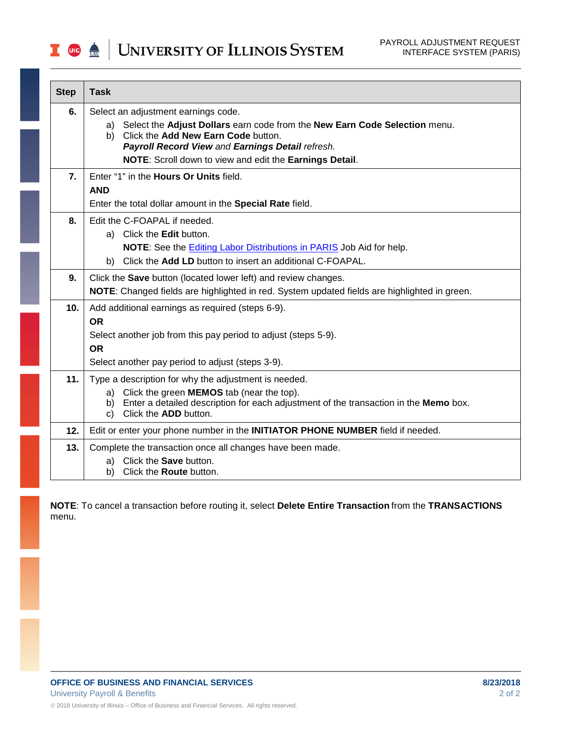| Step | Task |
|---|---|
| **6.** | Select an adjustment earnings code.<br>a) Select the **Adjust Dollars** earn code from the **New Earn Code Selection** menu.<br>b) Click the **Add New Earn Code** button.<br>***Payroll Record View*** *and* ***Earnings Detail*** *refresh.*<br>**NOTE**: Scroll down to view and edit the **Earnings Detail**. |
| **7.** | Enter "1" in the **Hours Or Units** field.<br>**AND**<br>Enter the total dollar amount in the **Special Rate** field. |
| **8.** | Edit the C-FOAPAL if needed.<br>a) Click the **Edit** button.<br>**NOTE**: See the Editing Labor Distributions in PARIS Job Aid for help.<br>b) Click the **Add LD** button to insert an additional C-FOAPAL. |
| **9.** | Click the **Save** button (located lower left) and review changes.<br>**NOTE**: Changed fields are highlighted in red. System updated fields are highlighted in green. |
| **10.** | Add additional earnings as required (steps 6-9).<br>**OR**<br>Select another job from this pay period to adjust (steps 5-9).<br>**OR**<br>Select another pay period to adjust (steps 3-9). |
| **11.** | Type a description for why the adjustment is needed.<br>a) Click the green **MEMOS** tab (near the top).<br>b) Enter a detailed description for each adjustment of the transaction in the **Memo** box.<br>c) Click the **ADD** button. |
| **12.** | Edit or enter your phone number in the **INITIATOR PHONE NUMBER** field if needed. |
| **13.** | Complete the transaction once all changes have been made.<br>a) Click the **Save** button.<br>b) Click the **Route** button. |

**NOTE**: To cancel a transaction before routing it, select **Delete Entire Transaction** from the **TRANSACTIONS** menu.